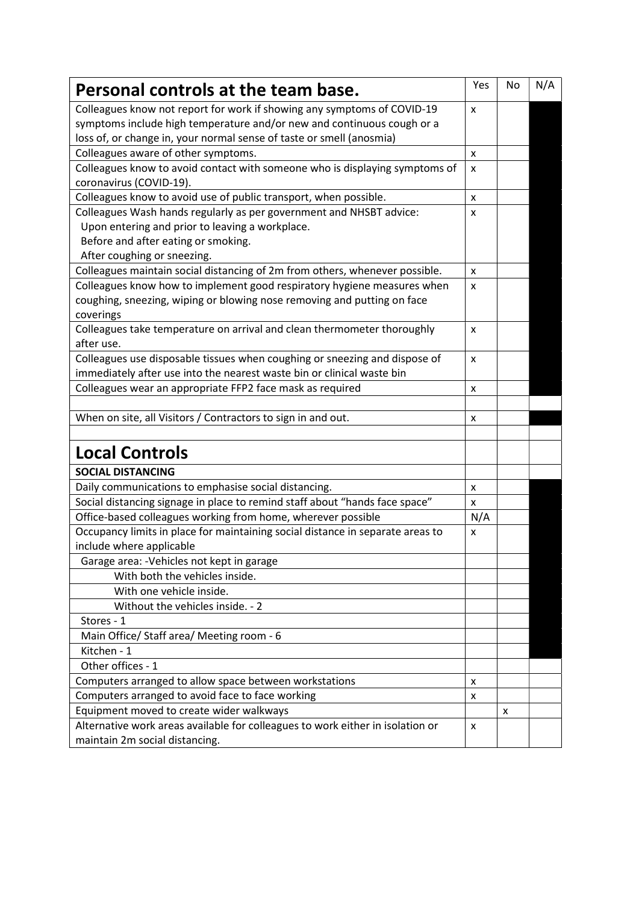| **Personal controls at the team base.** | Yes | No | N/A |
|---|---|---|---|
| Colleagues know not report for work if showing any symptoms of COVID-19 symptoms include high temperature and/or new and continuous cough or a loss of, or change in, your normal sense of taste or smell (anosmia) | x | | |
| Colleagues aware of other symptoms. | x | | |
| Colleagues know to avoid contact with someone who is displaying symptoms of coronavirus (COVID-19). | x | | |
| Colleagues know to avoid use of public transport, when possible. | x | | |
| Colleagues Wash hands regularly as per government and NHSBT advice: Upon entering and prior to leaving a workplace. Before and after eating or smoking. After coughing or sneezing. | x | | |
| Colleagues maintain social distancing of 2m from others, whenever possible. | x | | |
| Colleagues know how to implement good respiratory hygiene measures when coughing, sneezing, wiping or blowing nose removing and putting on face coverings | x | | |
| Colleagues take temperature on arrival and clean thermometer thoroughly after use. | x | | |
| Colleagues use disposable tissues when coughing or sneezing and dispose of immediately after use into the nearest waste bin or clinical waste bin | x | | |
| Colleagues wear an appropriate FFP2 face mask as required | x | | |
| | | | |
| When on site, all Visitors / Contractors to sign in and out. | x | | |
| | | | |
| **Local Controls** | | | |
| **SOCIAL DISTANCING** | | | |
| Daily communications to emphasise social distancing. | x | | |
| Social distancing signage in place to remind staff about "hands face space" | x | | |
| Office-based colleagues working from home, wherever possible | N/A | | |
| Occupancy limits in place for maintaining social distance in separate areas to include where applicable | x | | |
| Garage area: -Vehicles not kept in garage | | | |
| With both the vehicles inside. | | | |
| With one vehicle inside. | | | |
| Without the vehicles inside. - 2 | | | |
| Stores - 1 | | | |
| Main Office/ Staff area/ Meeting room - 6 | | | |
| Kitchen - 1 | | | |
| Other offices - 1 | | | |
| Computers arranged to allow space between workstations | x | | |
| Computers arranged to avoid face to face working | x | | |
| Equipment moved to create wider walkways | | x | |
| Alternative work areas available for colleagues to work either in isolation or maintain 2m social distancing. | x | | |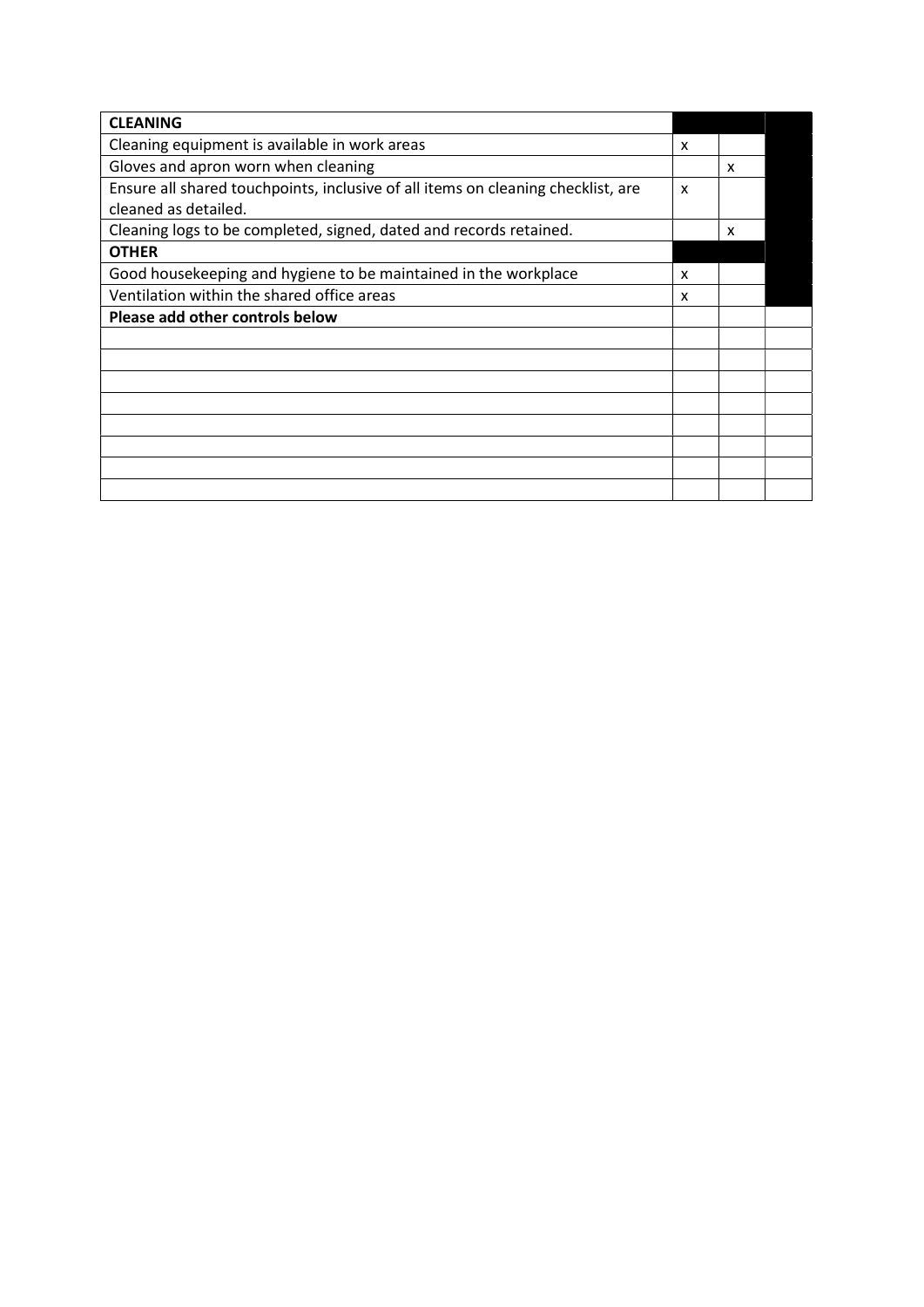| | | | |
|---|---|---|---|
| **CLEANING** | | | |
| Cleaning equipment is available in work areas | x | | |
| Gloves and apron worn when cleaning | | x | |
| Ensure all shared touchpoints, inclusive of all items on cleaning checklist, are cleaned as detailed. | x | | |
| Cleaning logs to be completed, signed, dated and records retained. | | x | |
| **OTHER** | | | |
| Good housekeeping and hygiene to be maintained in the workplace | x | | |
| Ventilation within the shared office areas | x | | |
| **Please add other controls below** | | | |
| | | | |
| | | | |
| | | | |
| | | | |
| | | | |
| | | | |
| | | | |
| | | | |